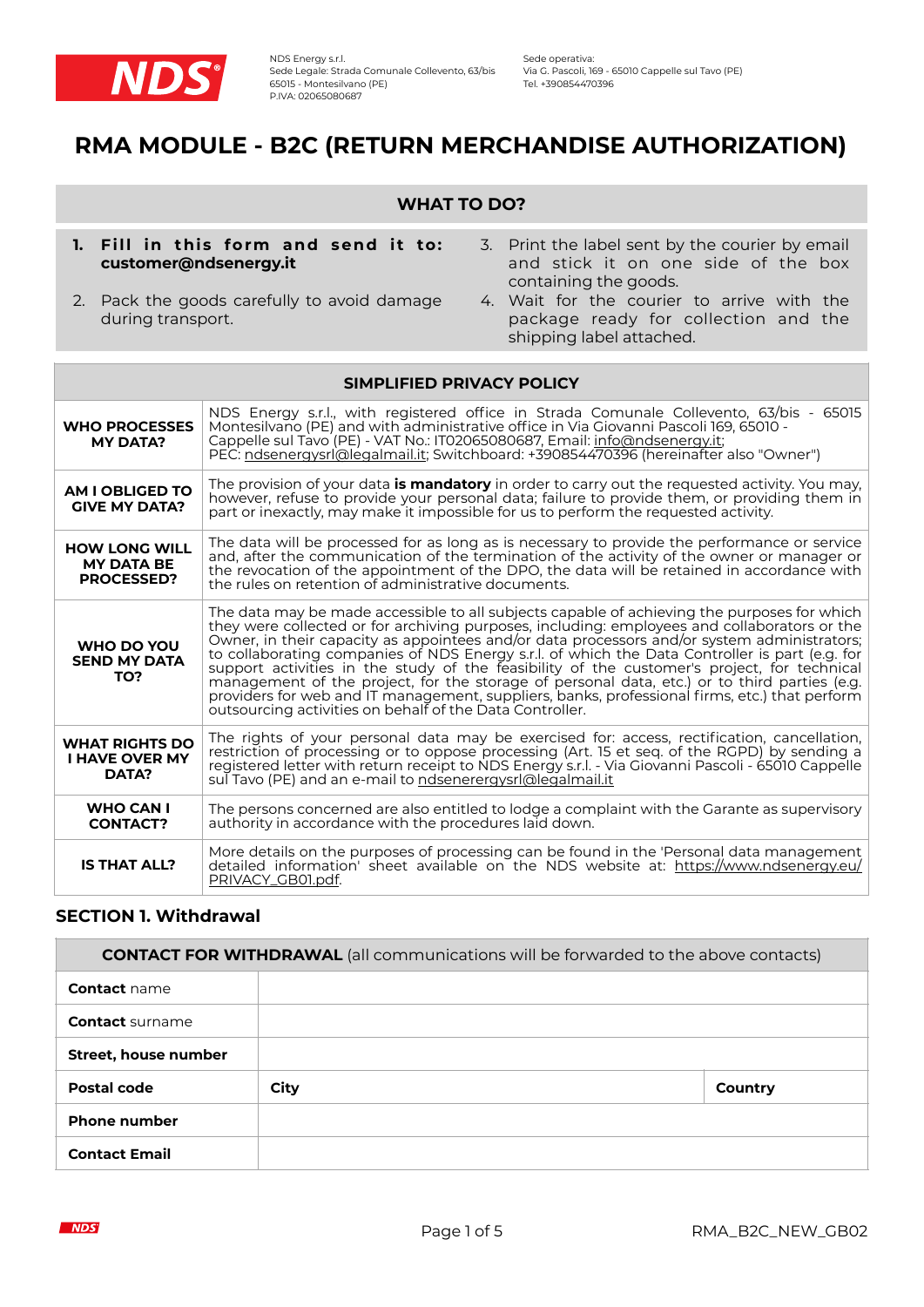NDS Energy s.r.l.
Sede Legale: Strada Comunale Collevento, 63/bis
65015 - Montesilvano (PE)
P.IVA: 02065080687

Sede operativa:
Via G. Pascoli, 169 - 65010 Cappelle sul Tavo (PE)
Tel. +390854470396

# RMA MODULE - B2C (RETURN MERCHANDISE AUTHORIZATION)

## WHAT TO DO?

1. **Fill in this form and send it to: customer@ndsenergy.it**
2. Pack the goods carefully to avoid damage during transport.
3. Print the label sent by the courier by email and stick it on one side of the box containing the goods.
4. Wait for the courier to arrive with the package ready for collection and the shipping label attached.

| SIMPLIFIED PRIVACY POLICY | |
|---|---|
| **WHO PROCESSES MY DATA?** | NDS Energy s.r.l., with registered office in Strada Comunale Collevento, 63/bis - 65015 Montesilvano (PE) and with administrative office in Via Giovanni Pascoli 169, 65010 - Cappelle sul Tavo (PE) - VAT No.: IT02065080687, Email: info@ndsenergy.it; PEC: ndsenergysrl@legalmail.it; Switchboard: +390854470396 (hereinafter also "Owner") |
| **AM I OBLIGED TO GIVE MY DATA?** | The provision of your data **is mandatory** in order to carry out the requested activity. You may, however, refuse to provide your personal data; failure to provide them, or providing them in part or inexactly, may make it impossible for us to perform the requested activity. |
| **HOW LONG WILL MY DATA BE PROCESSED?** | The data will be processed for as long as is necessary to provide the performance or service and, after the communication of the termination of the activity of the owner or manager or the revocation of the appointment of the DPO, the data will be retained in accordance with the rules on retention of administrative documents. |
| **WHO DO YOU SEND MY DATA TO?** | The data may be made accessible to all subjects capable of achieving the purposes for which they were collected or for archiving purposes, including: employees and collaborators or the Owner, in their capacity as appointees and/or data processors and/or system administrators; to collaborating companies of NDS Energy s.r.l. of which the Data Controller is part (e.g. for support activities in the study of the feasibility of the customer's project, for technical management of the project, for the storage of personal data, etc.) or to third parties (e.g. providers for web and IT management, suppliers, banks, professional firms, etc.) that perform outsourcing activities on behalf of the Data Controller. |
| **WHAT RIGHTS DO I HAVE OVER MY DATA?** | The rights of your personal data may be exercised for: access, rectification, cancellation, restriction of processing or to oppose processing (Art. 15 et seq. of the RGPD) by sending a registered letter with return receipt to NDS Energy s.r.l. - Via Giovanni Pascoli - 65010 Cappelle sul Tavo (PE) and an e-mail to ndsenerergysrl@legalmail.it |
| **WHO CAN I CONTACT?** | The persons concerned are also entitled to lodge a complaint with the Garante as supervisory authority in accordance with the procedures laid down. |
| **IS THAT ALL?** | More details on the purposes of processing can be found in the 'Personal data management detailed information' sheet available on the NDS website at: https://www.ndsenergy.eu/PRIVACY_GB01.pdf. |

## SECTION 1. Withdrawal

| **CONTACT FOR WITHDRAWAL** (all communications will be forwarded to the above contacts) | | |
|---|---|---|
| **Contact** name | | |
| **Contact** surname | | |
| **Street, house number** | | |
| **Postal code** | **City** | **Country** |
| **Phone number** | | |
| **Contact Email** | | |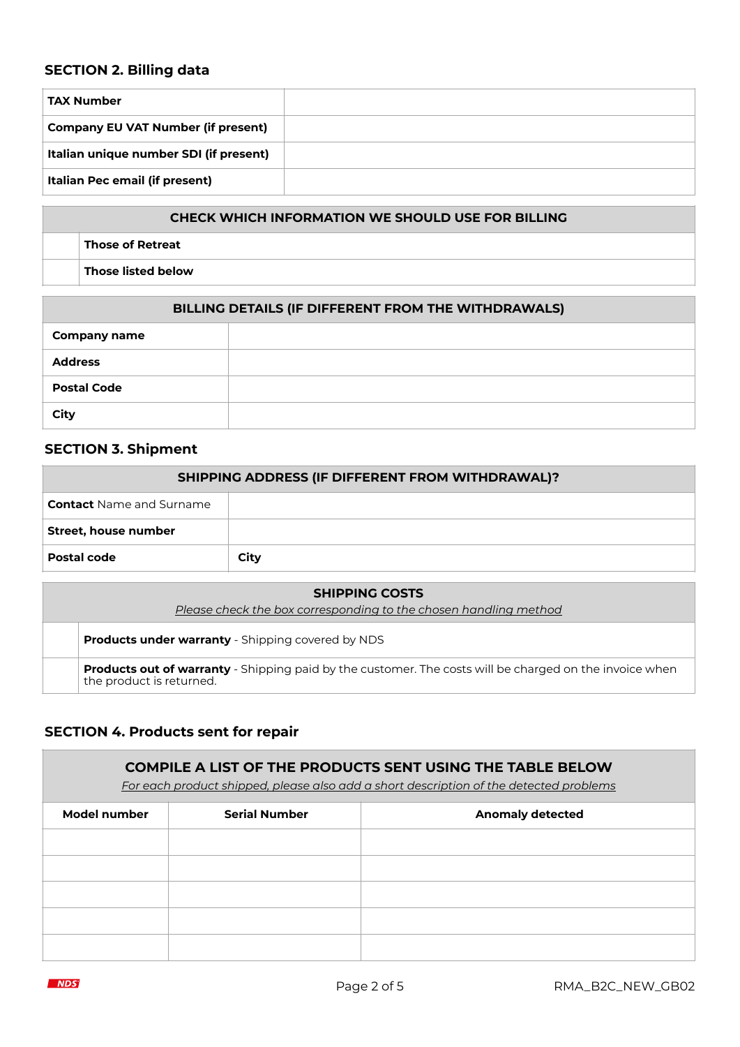## SECTION 2. Billing data

| | |
|---|---|
| **TAX Number** | |
| **Company EU VAT Number (if present)** | |
| **Italian unique number SDI (if present)** | |
| **Italian Pec email (if present)** | |

| **CHECK WHICH INFORMATION WE SHOULD USE FOR BILLING** | |
|---|---|
| | **Those of Retreat** |
| | **Those listed below** |

| **BILLING DETAILS (IF DIFFERENT FROM THE WITHDRAWALS)** | |
|---|---|
| **Company name** | |
| **Address** | |
| **Postal Code** | |
| **City** | |

## SECTION 3. Shipment

| **SHIPPING ADDRESS (IF DIFFERENT FROM WITHDRAWAL)?** | |
|---|---|
| **Contact** Name and Surname | |
| **Street, house number** | |
| **Postal code** | **City** |

| **SHIPPING COSTS** *Please check the box corresponding to the chosen handling method* | |
|---|---|
| | **Products under warranty** - Shipping covered by NDS |
| | **Products out of warranty** - Shipping paid by the customer. The costs will be charged on the invoice when the product is returned. |

## SECTION 4. Products sent for repair

**COMPILE A LIST OF THE PRODUCTS SENT USING THE TABLE BELOW**

*For each product shipped, please also add a short description of the detected problems*

| Model number | Serial Number | Anomaly detected |
|---|---|---|
| | | |
| | | |
| | | |
| | | |
| | | |

NDS RMA_B2C_NEW_GB02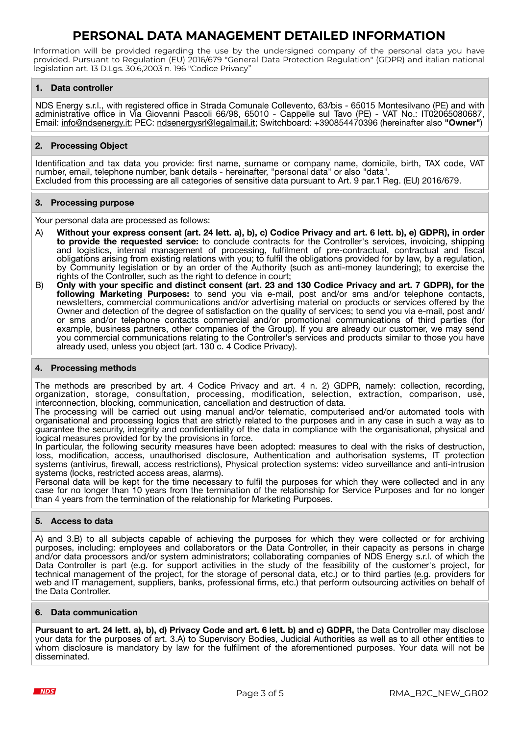# PERSONAL DATA MANAGEMENT DETAILED INFORMATION

Information will be provided regarding the use by the undersigned company of the personal data you have provided. Pursuant to Regulation (EU) 2016/679 "General Data Protection Regulation" (GDPR) and italian national legislation art. 13 D.Lgs. 30.6,2003 n. 196 "Codice Privacy"

## 1. Data controller

NDS Energy s.r.l., with registered office in Strada Comunale Collevento, 63/bis - 65015 Montesilvano (PE) and with administrative office in Via Giovanni Pascoli 66/98, 65010 - Cappelle sul Tavo (PE) - VAT No.: IT02065080687, Email: info@ndsenergy.it; PEC: ndsenergysrl@legalmail.it; Switchboard: +390854470396 (hereinafter also **"Owner"**)

## 2. Processing Object

Identification and tax data you provide: first name, surname or company name, domicile, birth, TAX code, VAT number, email, telephone number, bank details - hereinafter, "personal data" or also "data".
Excluded from this processing are all categories of sensitive data pursuant to Art. 9 par.1 Reg. (EU) 2016/679.

## 3. Processing purpose

Your personal data are processed as follows:

A) **Without your express consent (art. 24 lett. a), b), c) Codice Privacy and art. 6 lett. b), e) GDPR), in order to provide the requested service:** to conclude contracts for the Controller's services, invoicing, shipping and logistics, internal management of processing, fulfilment of pre-contractual, contractual and fiscal obligations arising from existing relations with you; to fulfil the obligations provided for by law, by a regulation, by Community legislation or by an order of the Authority (such as anti-money laundering); to exercise the rights of the Controller, such as the right to defence in court;

B) **Only with your specific and distinct consent (art. 23 and 130 Codice Privacy and art. 7 GDPR), for the following Marketing Purposes:** to send you via e-mail, post and/or sms and/or telephone contacts, newsletters, commercial communications and/or advertising material on products or services offered by the Owner and detection of the degree of satisfaction on the quality of services; to send you via e-mail, post and/ or sms and/or telephone contacts commercial and/or promotional communications of third parties (for example, business partners, other companies of the Group). If you are already our customer, we may send you commercial communications relating to the Controller's services and products similar to those you have already used, unless you object (art. 130 c. 4 Codice Privacy).

## 4. Processing methods

The methods are prescribed by art. 4 Codice Privacy and art. 4 n. 2) GDPR, namely: collection, recording, organization, storage, consultation, processing, modification, selection, extraction, comparison, use, interconnection, blocking, communication, cancellation and destruction of data.
The processing will be carried out using manual and/or telematic, computerised and/or automated tools with organisational and processing logics that are strictly related to the purposes and in any case in such a way as to guarantee the security, integrity and confidentiality of the data in compliance with the organisational, physical and logical measures provided for by the provisions in force.
In particular, the following security measures have been adopted: measures to deal with the risks of destruction, loss, modification, access, unauthorised disclosure, Authentication and authorisation systems, IT protection systems (antivirus, firewall, access restrictions), Physical protection systems: video surveillance and anti-intrusion systems (locks, restricted access areas, alarms).
Personal data will be kept for the time necessary to fulfil the purposes for which they were collected and in any case for no longer than 10 years from the termination of the relationship for Service Purposes and for no longer than 4 years from the termination of the relationship for Marketing Purposes.

## 5. Access to data

A) and 3.B) to all subjects capable of achieving the purposes for which they were collected or for archiving purposes, including: employees and collaborators or the Data Controller, in their capacity as persons in charge and/or data processors and/or system administrators; collaborating companies of NDS Energy s.r.l. of which the Data Controller is part (e.g. for support activities in the study of the feasibility of the customer's project, for technical management of the project, for the storage of personal data, etc.) or to third parties (e.g. providers for web and IT management, suppliers, banks, professional firms, etc.) that perform outsourcing activities on behalf of the Data Controller.

## 6. Data communication

**Pursuant to art. 24 lett. a), b), d) Privacy Code and art. 6 lett. b) and c) GDPR,** the Data Controller may disclose your data for the purposes of art. 3.A) to Supervisory Bodies, Judicial Authorities as well as to all other entities to whom disclosure is mandatory by law for the fulfilment of the aforementioned purposes. Your data will not be disseminated.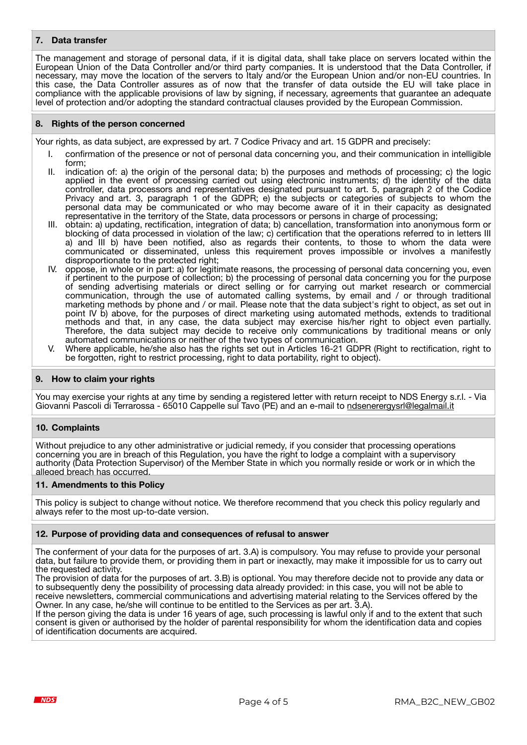## 7. Data transfer

The management and storage of personal data, if it is digital data, shall take place on servers located within the European Union of the Data Controller and/or third party companies. It is understood that the Data Controller, if necessary, may move the location of the servers to Italy and/or the European Union and/or non-EU countries. In this case, the Data Controller assures as of now that the transfer of data outside the EU will take place in compliance with the applicable provisions of law by signing, if necessary, agreements that guarantee an adequate level of protection and/or adopting the standard contractual clauses provided by the European Commission.

## 8. Rights of the person concerned

Your rights, as data subject, are expressed by art. 7 Codice Privacy and art. 15 GDPR and precisely:

I. confirmation of the presence or not of personal data concerning you, and their communication in intelligible form;

II. indication of: a) the origin of the personal data; b) the purposes and methods of processing; c) the logic applied in the event of processing carried out using electronic instruments; d) the identity of the data controller, data processors and representatives designated pursuant to art. 5, paragraph 2 of the Codice Privacy and art. 3, paragraph 1 of the GDPR; e) the subjects or categories of subjects to whom the personal data may be communicated or who may become aware of it in their capacity as designated representative in the territory of the State, data processors or persons in charge of processing;

III. obtain: a) updating, rectification, integration of data; b) cancellation, transformation into anonymous form or blocking of data processed in violation of the law; c) certification that the operations referred to in letters III a) and III b) have been notified, also as regards their contents, to those to whom the data were communicated or disseminated, unless this requirement proves impossible or involves a manifestly disproportionate to the protected right;

IV. oppose, in whole or in part: a) for legitimate reasons, the processing of personal data concerning you, even if pertinent to the purpose of collection; b) the processing of personal data concerning you for the purpose of sending advertising materials or direct selling or for carrying out market research or commercial communication, through the use of automated calling systems, by email and / or through traditional marketing methods by phone and / or mail. Please note that the data subject's right to object, as set out in point IV b) above, for the purposes of direct marketing using automated methods, extends to traditional methods and that, in any case, the data subject may exercise his/her right to object even partially. Therefore, the data subject may decide to receive only communications by traditional means or only automated communications or neither of the two types of communication.

V. Where applicable, he/she also has the rights set out in Articles 16-21 GDPR (Right to rectification, right to be forgotten, right to restrict processing, right to data portability, right to object).

## 9. How to claim your rights

You may exercise your rights at any time by sending a registered letter with return receipt to NDS Energy s.r.l. - Via Giovanni Pascoli di Terrarossa - 65010 Cappelle sul Tavo (PE) and an e-mail to ndsenerergysrl@legalmail.it

## 10. Complaints

Without prejudice to any other administrative or judicial remedy, if you consider that processing operations concerning you are in breach of this Regulation, you have the right to lodge a complaint with a supervisory authority (Data Protection Supervisor) of the Member State in which you normally reside or work or in which the alleged breach has occurred.

## 11. Amendments to this Policy

This policy is subject to change without notice. We therefore recommend that you check this policy regularly and always refer to the most up-to-date version.

## 12. Purpose of providing data and consequences of refusal to answer

The conferment of your data for the purposes of art. 3.A) is compulsory. You may refuse to provide your personal data, but failure to provide them, or providing them in part or inexactly, may make it impossible for us to carry out the requested activity.

The provision of data for the purposes of art. 3.B) is optional. You may therefore decide not to provide any data or to subsequently deny the possibility of processing data already provided: in this case, you will not be able to receive newsletters, commercial communications and advertising material relating to the Services offered by the Owner. In any case, he/she will continue to be entitled to the Services as per art. 3.A).

If the person giving the data is under 16 years of age, such processing is lawful only if and to the extent that such consent is given or authorised by the holder of parental responsibility for whom the identification data and copies of identification documents are acquired.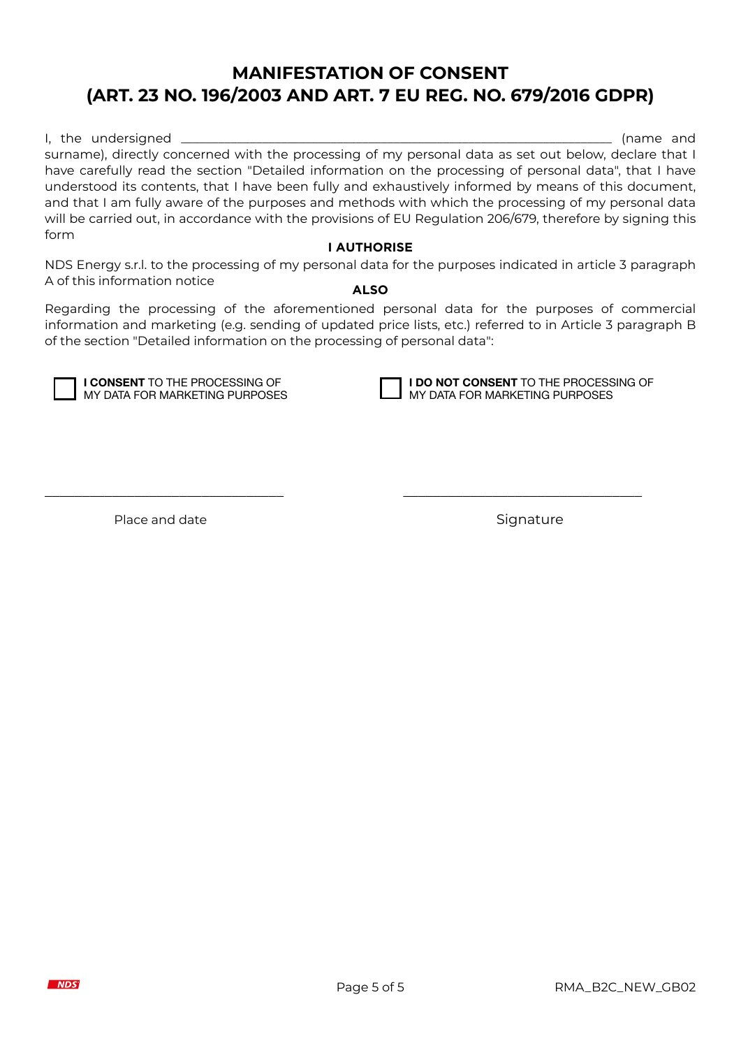# MANIFESTATION OF CONSENT (ART. 23 NO. 196/2003 AND ART. 7 EU REG. NO. 679/2016 GDPR)

I, the undersigned ____________________________________________________________ (name and surname), directly concerned with the processing of my personal data as set out below, declare that I have carefully read the section "Detailed information on the processing of personal data", that I have understood its contents, that I have been fully and exhaustively informed by means of this document, and that I am fully aware of the purposes and methods with which the processing of my personal data will be carried out, in accordance with the provisions of EU Regulation 206/679, therefore by signing this form

**I AUTHORISE**

NDS Energy s.r.l. to the processing of my personal data for the purposes indicated in article 3 paragraph A of this information notice

**ALSO**

Regarding the processing of the aforementioned personal data for the purposes of commercial information and marketing (e.g. sending of updated price lists, etc.) referred to in Article 3 paragraph B of the section "Detailed information on the processing of personal data":

☐ **I CONSENT** TO THE PROCESSING OF MY DATA FOR MARKETING PURPOSES

☐ **I DO NOT CONSENT** TO THE PROCESSING OF MY DATA FOR MARKETING PURPOSES

____________________________________

Place and date

____________________________________

Signature

RMA_B2C_NEW_GB02